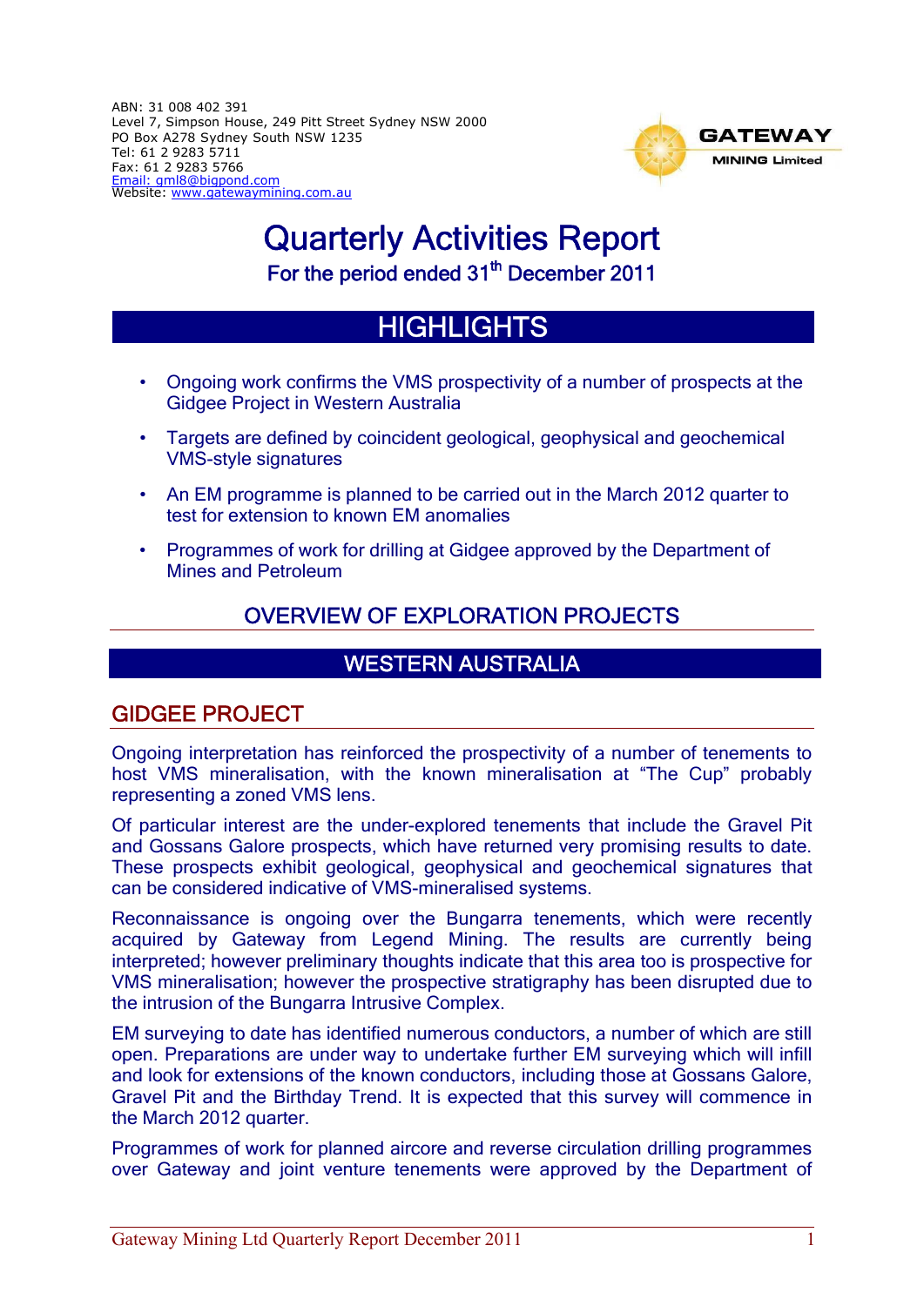ABN: 31 008 402 391
Level 7, Simpson House, 249 Pitt Street Sydney NSW 2000
PO Box A278 Sydney South NSW 1235
Tel: 61 2 9283 5711
Fax: 61 2 9283 5766
Email: gml8@bigpond.com
Website: www.gatewaymining.com.au

GATEWAY MINING Limited

# Quarterly Activities Report

### For the period ended 31st December 2011

## HIGHLIGHTS

- Ongoing work confirms the VMS prospectivity of a number of prospects at the Gidgee Project in Western Australia
- Targets are defined by coincident geological, geophysical and geochemical VMS-style signatures
- An EM programme is planned to be carried out in the March 2012 quarter to test for extension to known EM anomalies
- Programmes of work for drilling at Gidgee approved by the Department of Mines and Petroleum

## OVERVIEW OF EXPLORATION PROJECTS

## WESTERN AUSTRALIA

### GIDGEE PROJECT

Ongoing interpretation has reinforced the prospectivity of a number of tenements to host VMS mineralisation, with the known mineralisation at "The Cup" probably representing a zoned VMS lens.

Of particular interest are the under-explored tenements that include the Gravel Pit and Gossans Galore prospects, which have returned very promising results to date. These prospects exhibit geological, geophysical and geochemical signatures that can be considered indicative of VMS-mineralised systems.

Reconnaissance is ongoing over the Bungarra tenements, which were recently acquired by Gateway from Legend Mining. The results are currently being interpreted; however preliminary thoughts indicate that this area too is prospective for VMS mineralisation; however the prospective stratigraphy has been disrupted due to the intrusion of the Bungarra Intrusive Complex.

EM surveying to date has identified numerous conductors, a number of which are still open. Preparations are under way to undertake further EM surveying which will infill and look for extensions of the known conductors, including those at Gossans Galore, Gravel Pit and the Birthday Trend. It is expected that this survey will commence in the March 2012 quarter.

Programmes of work for planned aircore and reverse circulation drilling programmes over Gateway and joint venture tenements were approved by the Department of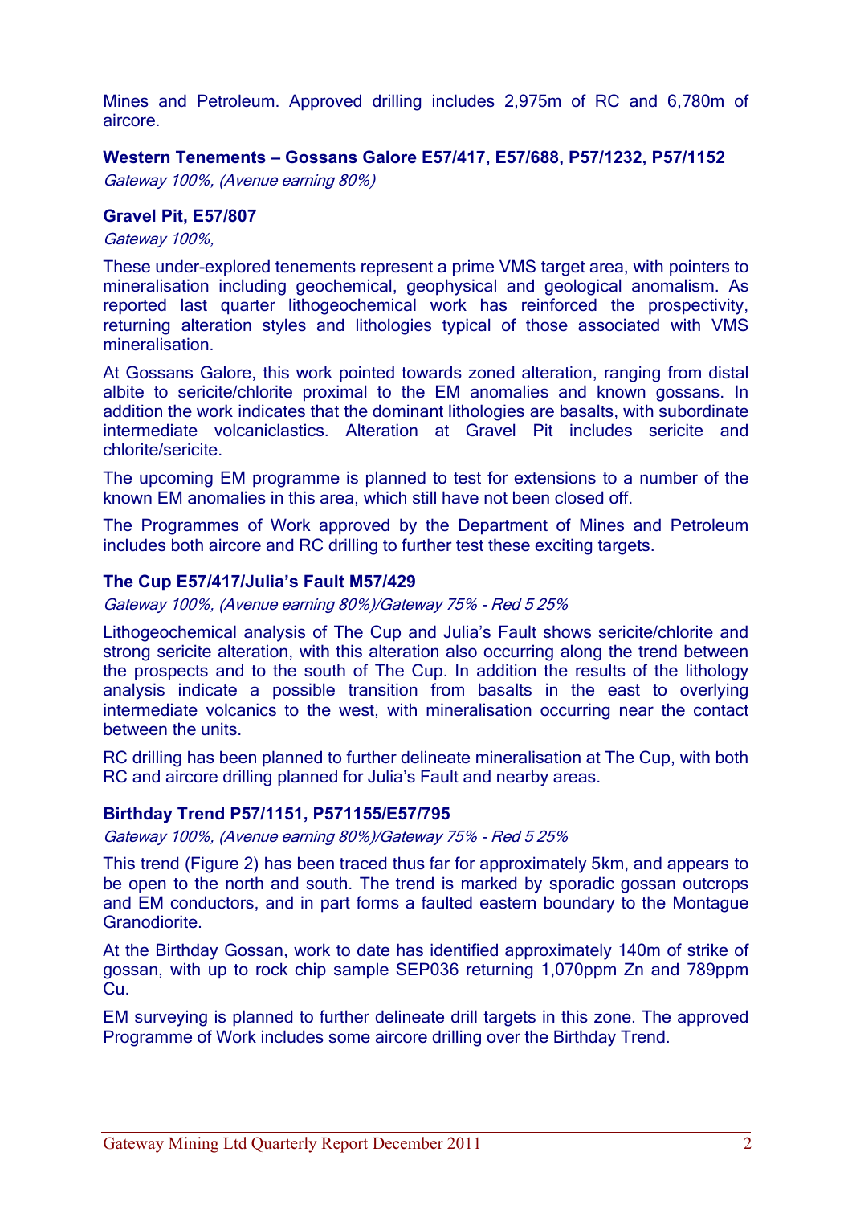Mines and Petroleum. Approved drilling includes 2,975m of RC and 6,780m of aircore.

### Western Tenements – Gossans Galore E57/417, E57/688, P57/1232, P57/1152

*Gateway 100%, (Avenue earning 80%)*

### Gravel Pit, E57/807

*Gateway 100%,*

These under-explored tenements represent a prime VMS target area, with pointers to mineralisation including geochemical, geophysical and geological anomalism. As reported last quarter lithogeochemical work has reinforced the prospectivity, returning alteration styles and lithologies typical of those associated with VMS mineralisation.

At Gossans Galore, this work pointed towards zoned alteration, ranging from distal albite to sericite/chlorite proximal to the EM anomalies and known gossans. In addition the work indicates that the dominant lithologies are basalts, with subordinate intermediate volcaniclastics. Alteration at Gravel Pit includes sericite and chlorite/sericite.

The upcoming EM programme is planned to test for extensions to a number of the known EM anomalies in this area, which still have not been closed off.

The Programmes of Work approved by the Department of Mines and Petroleum includes both aircore and RC drilling to further test these exciting targets.

### The Cup E57/417/Julia's Fault M57/429

*Gateway 100%, (Avenue earning 80%)/Gateway 75% - Red 5 25%*

Lithogeochemical analysis of The Cup and Julia's Fault shows sericite/chlorite and strong sericite alteration, with this alteration also occurring along the trend between the prospects and to the south of The Cup. In addition the results of the lithology analysis indicate a possible transition from basalts in the east to overlying intermediate volcanics to the west, with mineralisation occurring near the contact between the units.

RC drilling has been planned to further delineate mineralisation at The Cup, with both RC and aircore drilling planned for Julia's Fault and nearby areas.

### Birthday Trend P57/1151, P571155/E57/795

*Gateway 100%, (Avenue earning 80%)/Gateway 75% - Red 5 25%*

This trend (Figure 2) has been traced thus far for approximately 5km, and appears to be open to the north and south. The trend is marked by sporadic gossan outcrops and EM conductors, and in part forms a faulted eastern boundary to the Montague Granodiorite.

At the Birthday Gossan, work to date has identified approximately 140m of strike of gossan, with up to rock chip sample SEP036 returning 1,070ppm Zn and 789ppm Cu.

EM surveying is planned to further delineate drill targets in this zone. The approved Programme of Work includes some aircore drilling over the Birthday Trend.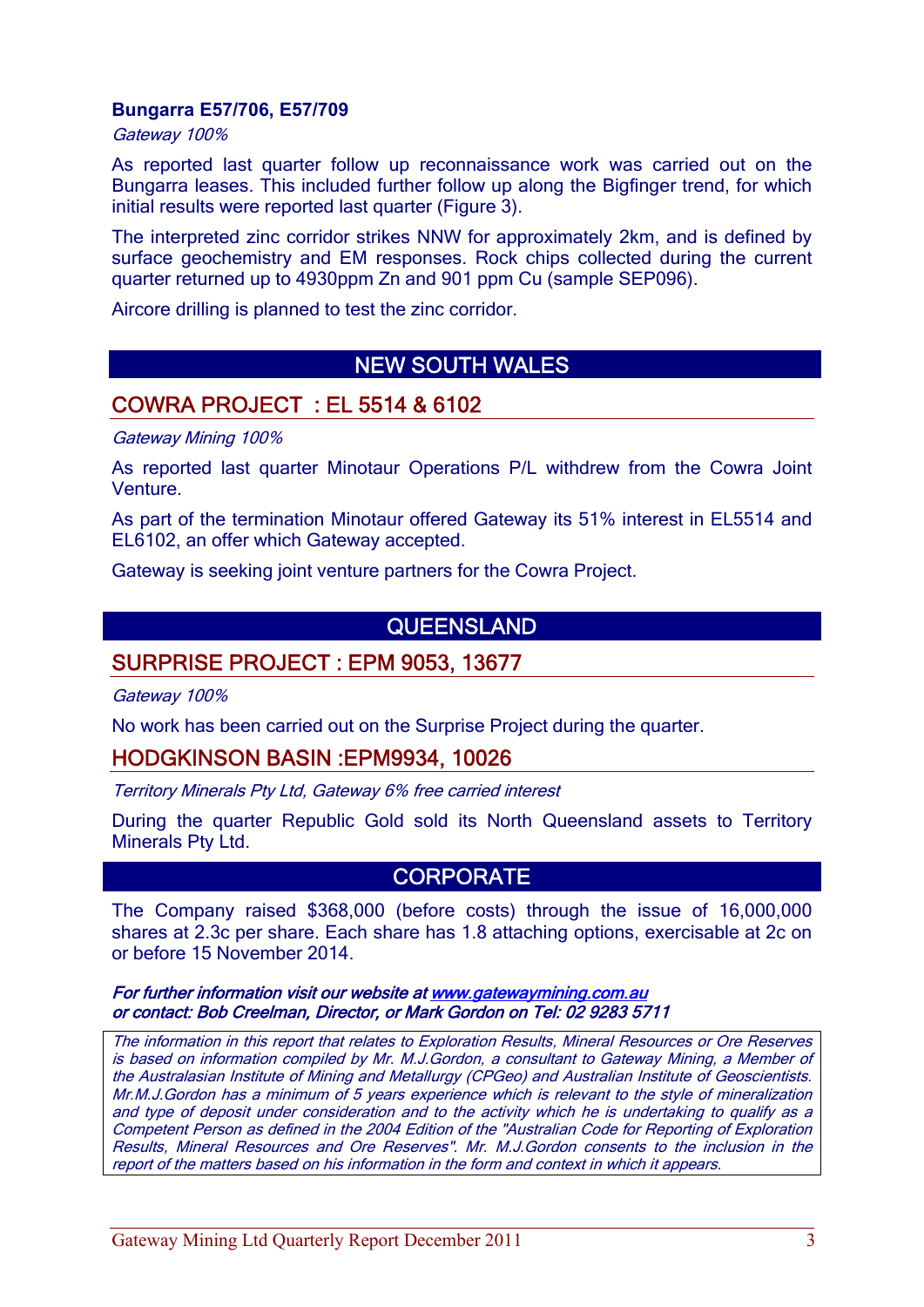### Bungarra E57/706, E57/709

*Gateway 100%*

As reported last quarter follow up reconnaissance work was carried out on the Bungarra leases. This included further follow up along the Bigfinger trend, for which initial results were reported last quarter (Figure 3).

The interpreted zinc corridor strikes NNW for approximately 2km, and is defined by surface geochemistry and EM responses. Rock chips collected during the current quarter returned up to 4930ppm Zn and 901 ppm Cu (sample SEP096).

Aircore drilling is planned to test the zinc corridor.

# NEW SOUTH WALES

## COWRA PROJECT : EL 5514 & 6102

*Gateway Mining 100%*

As reported last quarter Minotaur Operations P/L withdrew from the Cowra Joint Venture.

As part of the termination Minotaur offered Gateway its 51% interest in EL5514 and EL6102, an offer which Gateway accepted.

Gateway is seeking joint venture partners for the Cowra Project.

# QUEENSLAND

## SURPRISE PROJECT : EPM 9053, 13677

*Gateway 100%*

No work has been carried out on the Surprise Project during the quarter.

## HODGKINSON BASIN :EPM9934, 10026

*Territory Minerals Pty Ltd, Gateway 6% free carried interest*

During the quarter Republic Gold sold its North Queensland assets to Territory Minerals Pty Ltd.

# CORPORATE

The Company raised $368,000 (before costs) through the issue of 16,000,000 shares at 2.3c per share. Each share has 1.8 attaching options, exercisable at 2c on or before 15 November 2014.

***For further information visit our website at [www.gatewaymining.com.au](http://www.gatewaymining.com.au)***
***or contact: Bob Creelman, Director, or Mark Gordon on Tel: 02 9283 5711***

*The information in this report that relates to Exploration Results, Mineral Resources or Ore Reserves is based on information compiled by Mr. M.J.Gordon, a consultant to Gateway Mining, a Member of the Australasian Institute of Mining and Metallurgy (CPGeo) and Australian Institute of Geoscientists. Mr.M.J.Gordon has a minimum of 5 years experience which is relevant to the style of mineralization and type of deposit under consideration and to the activity which he is undertaking to qualify as a Competent Person as defined in the 2004 Edition of the "Australian Code for Reporting of Exploration Results, Mineral Resources and Ore Reserves". Mr. M.J.Gordon consents to the inclusion in the report of the matters based on his information in the form and context in which it appears.*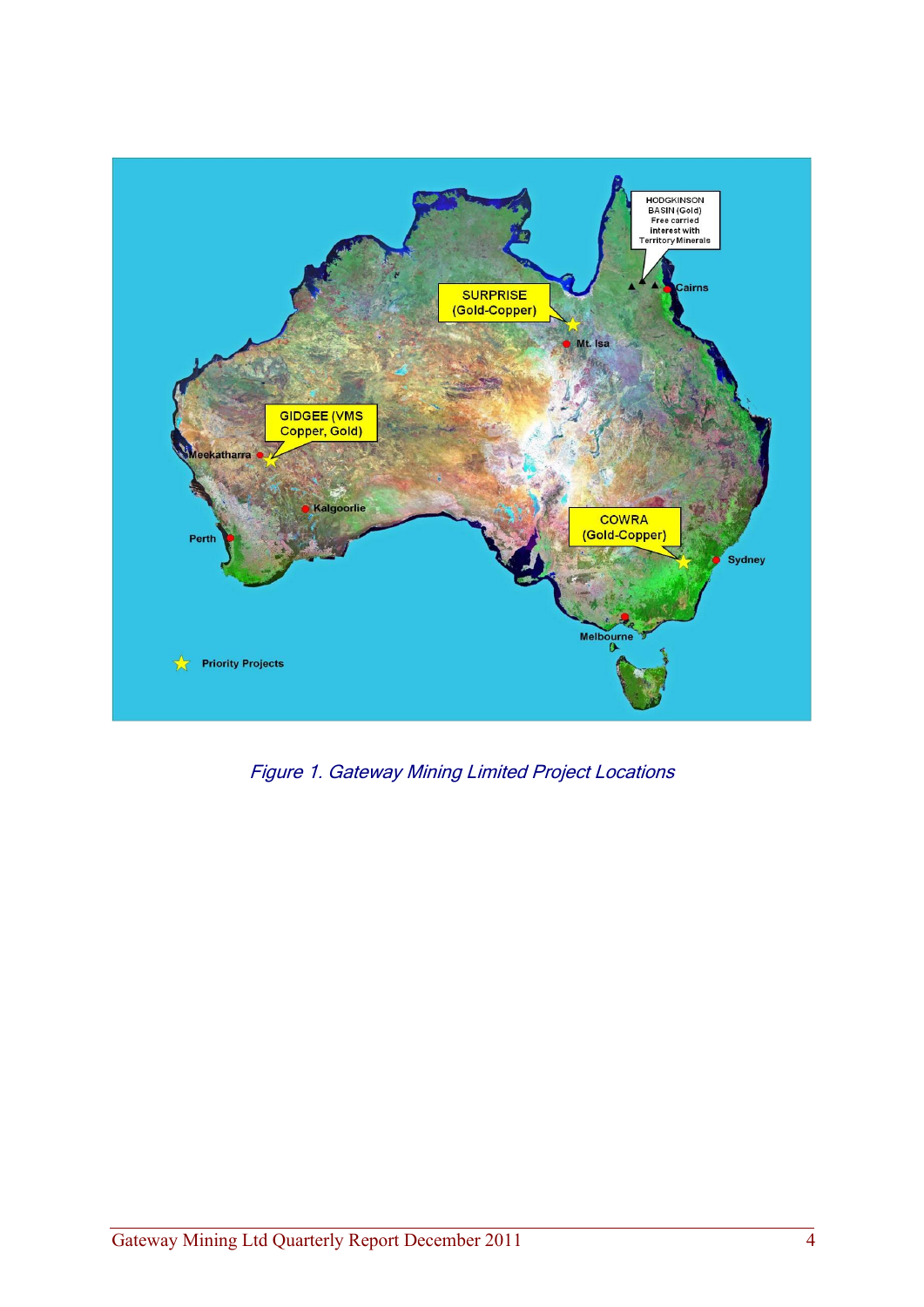*Figure 1. Gateway Mining Limited Project Locations*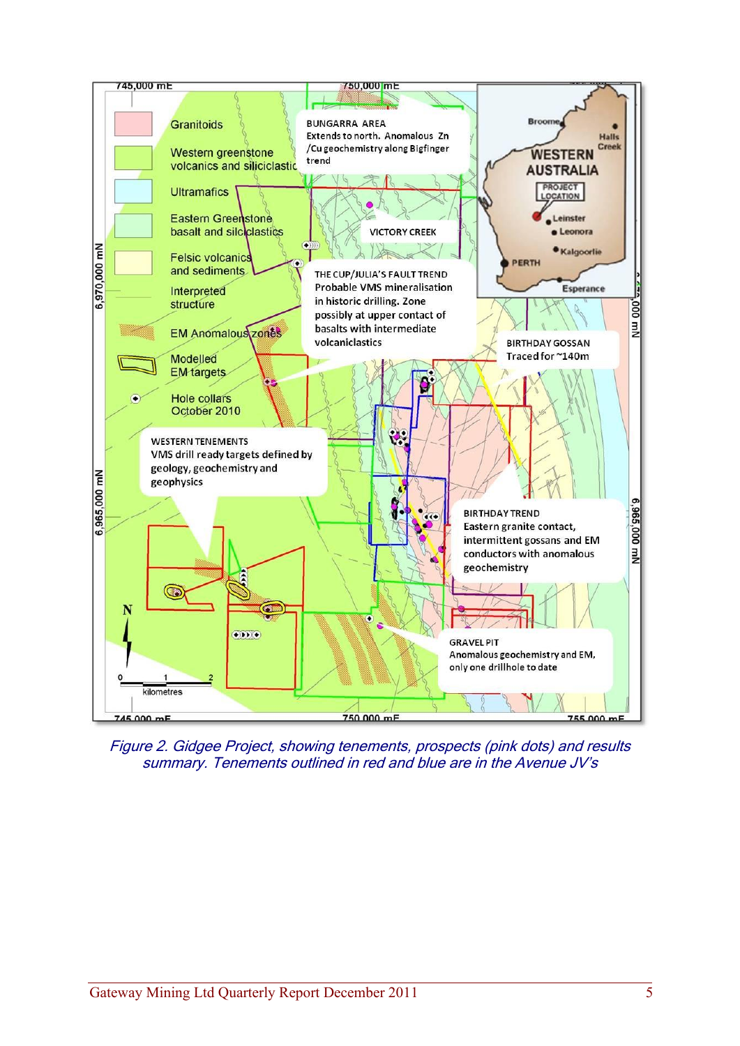*Figure 2. Gidgee Project, showing tenements, prospects (pink dots) and results summary. Tenements outlined in red and blue are in the Avenue JV's*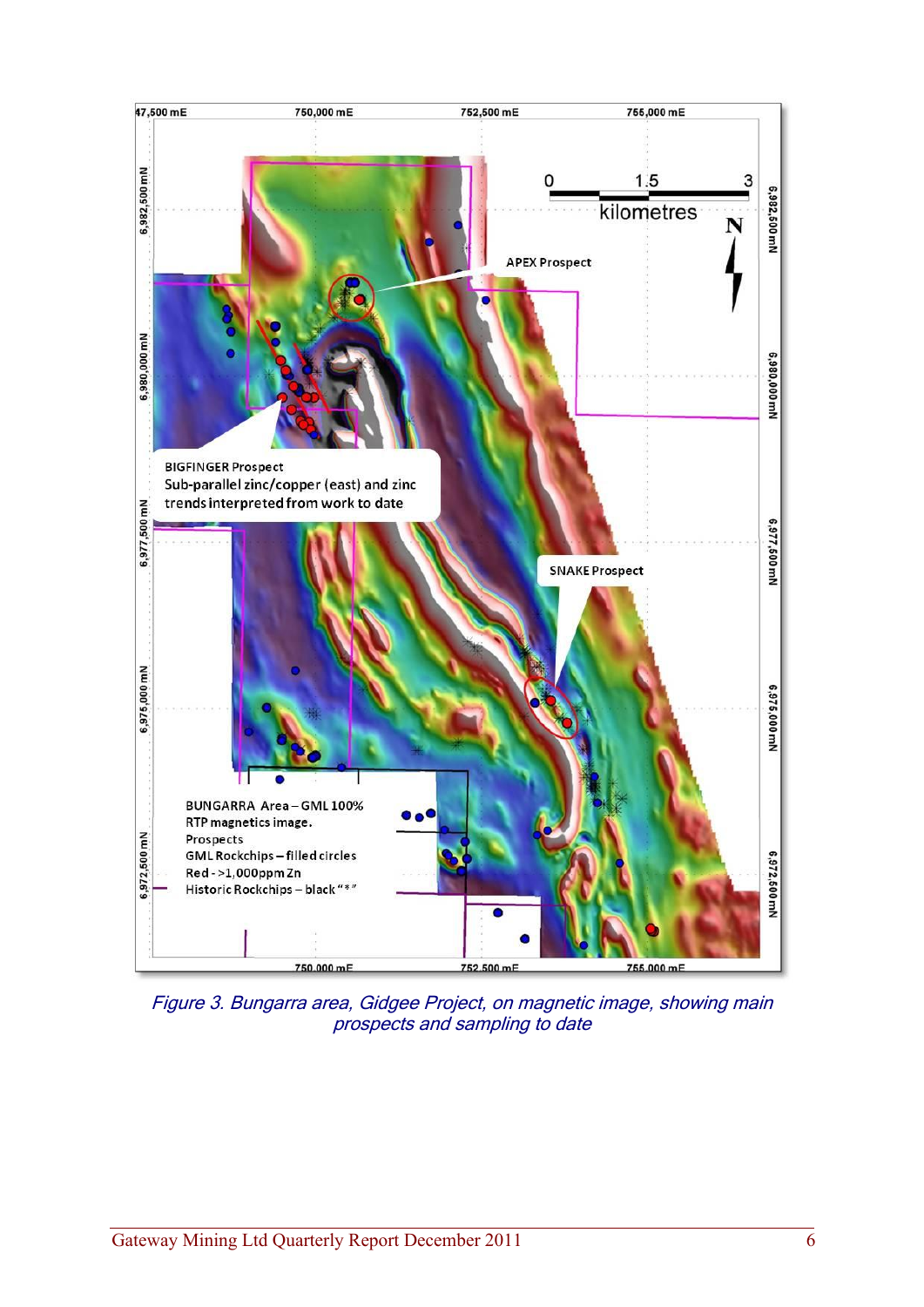47,500 mE
750,000 mE
752,500 mE
755,000 mE

6,982,500 mN
6,980,000 mN
6,977,500 mN
6,975,000 mN
6,972,500 mN

0 1.5 3
kilometres
N

APEX Prospect

BIGFINGER Prospect
Sub-parallel zinc/copper (east) and zinc trends interpreted from work to date

SNAKE Prospect

BUNGARRA Area – GML 100%
RTP magnetics image.
Prospects
GML Rockchips – filled circles
Red - >1,000ppm Zn
Historic Rockchips – black "*"

750,000 mE
752,500 mE
755,000 mE

*Figure 3. Bungarra area, Gidgee Project, on magnetic image, showing main prospects and sampling to date*